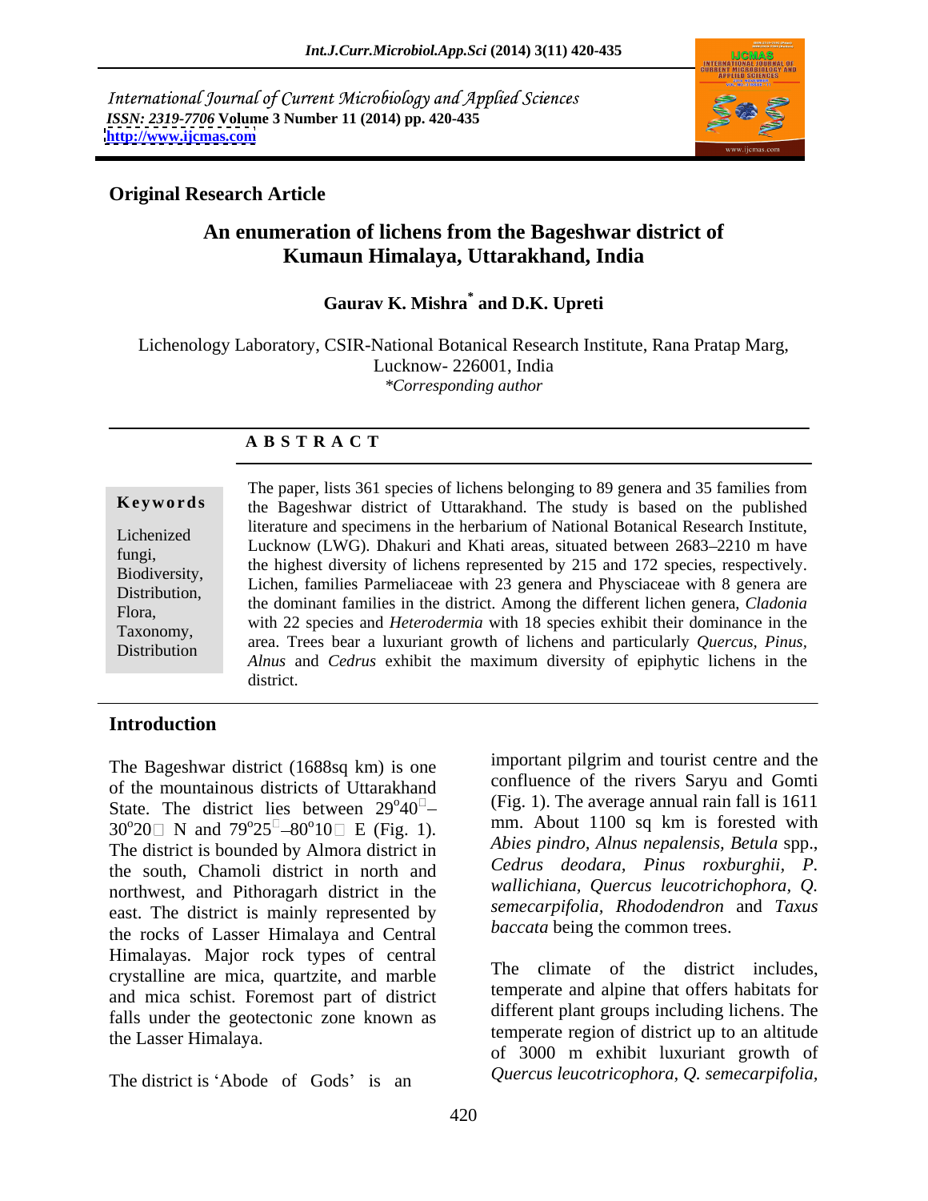International Journal of Current Microbiology and Applied Sciences
*ISSN: 2319-7706* **Volume 3 Number 11 (2014) pp. 420-435**
**http://www.ijcmas.com**

**Original Research Article**

# An enumeration of lichens from the Bageshwar district of Kumaun Himalaya, Uttarakhand, India

**Gaurav K. Mishra*[*] and D.K. Upreti**

Lichenology Laboratory, CSIR-National Botanical Research Institute, Rana Pratap Marg, Lucknow- 226001, India
*\*Corresponding author*

**A B S T R A C T**

**Keywords**

Lichenized fungi, Biodiversity, Distribution, Flora, Taxonomy, Distribution

The paper, lists 361 species of lichens belonging to 89 genera and 35 families from the Bageshwar district of Uttarakhand. The study is based on the published literature and specimens in the herbarium of National Botanical Research Institute, Lucknow (LWG). Dhakuri and Khati areas, situated between 2683–2210 m have the highest diversity of lichens represented by 215 and 172 species, respectively. Lichen, families Parmeliaceae with 23 genera and Physciaceae with 8 genera are the dominant families in the district. Among the different lichen genera, *Cladonia* with 22 species and *Heterodermia* with 18 species exhibit their dominance in the area. Trees bear a luxuriant growth of lichens and particularly *Quercus*, *Pinus*, *Alnus* and *Cedrus* exhibit the maximum diversity of epiphytic lichens in the district.

## Introduction

The Bageshwar district (1688sq km) is one of the mountainous districts of Uttarakhand State. The district lies between 29°40′–30°20′ N and 79°25′–80°10′ E (Fig. 1). The district is bounded by Almora district in the south, Chamoli district in north and northwest, and Pithoragarh district in the east. The district is mainly represented by the rocks of Lasser Himalaya and Central Himalayas. Major rock types of central crystalline are mica, quartzite, and marble and mica schist. Foremost part of district falls under the geotectonic zone known as the Lasser Himalaya.

The district is 'Abode of Gods' is an important pilgrim and tourist centre and the confluence of the rivers Saryu and Gomti (Fig. 1). The average annual rain fall is 1611 mm. About 1100 sq km is forested with *Abies pindro*, *Alnus nepalensis*, *Betula* spp., *Cedrus deodara*, *Pinus roxburghii*, *P. wallichiana*, *Quercus leucotrichophora*, *Q. semecarpifolia*, *Rhododendron* and *Taxus baccata* being the common trees.

The climate of the district includes, temperate and alpine that offers habitats for different plant groups including lichens. The temperate region of district up to an altitude of 3000 m exhibit luxuriant growth of *Quercus leucotricophora*, *Q. semecarpifolia*,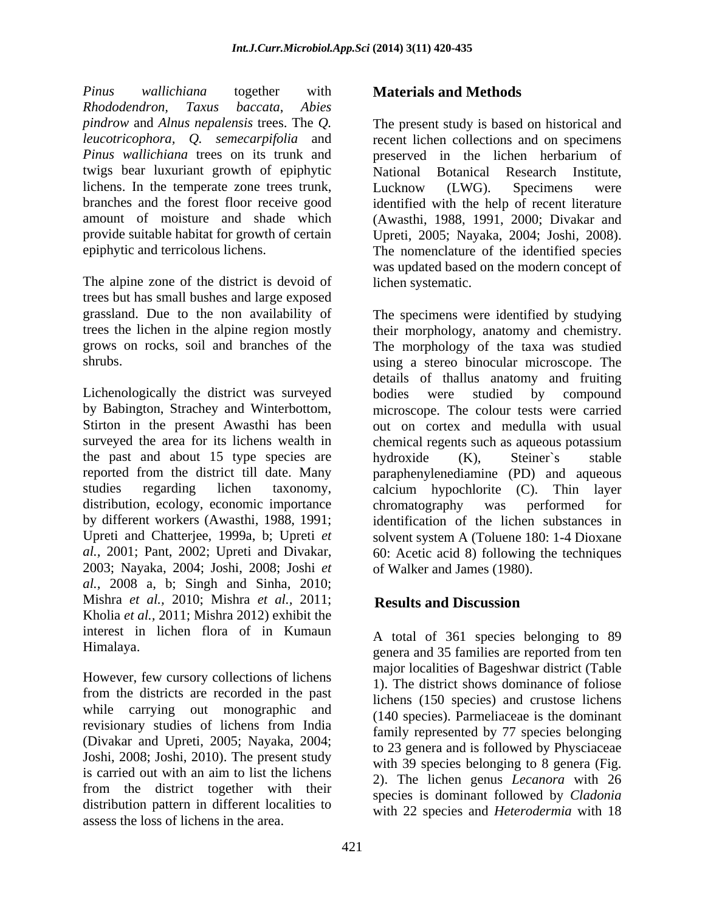*Pinus wallichiana* together with *Rhododendron, Taxus baccata, Abies pindrow* and *Alnus nepalensis* trees. The *Q. leucotricophora, Q. semecarpifolia* and *Pinus wallichiana* trees on its trunk and twigs bear luxuriant growth of epiphytic lichens. In the temperate zone trees trunk, branches and the forest floor receive good amount of moisture and shade which provide suitable habitat for growth of certain epiphytic and terricolous lichens.

The alpine zone of the district is devoid of trees but has small bushes and large exposed grassland. Due to the non availability of trees the lichen in the alpine region mostly grows on rocks, soil and branches of the shrubs.

Lichenologically the district was surveyed by Babington, Strachey and Winterbottom, Stirton in the present Awasthi has been surveyed the area for its lichens wealth in the past and about 15 type species are reported from the district till date. Many studies regarding lichen taxonomy, distribution, ecology, economic importance by different workers (Awasthi, 1988, 1991; Upreti and Chatterjee, 1999a, b; Upreti *et al.,* 2001; Pant, 2002; Upreti and Divakar, 2003; Nayaka, 2004; Joshi, 2008; Joshi *et al.,* 2008 a, b; Singh and Sinha, 2010; Mishra *et al.,* 2010; Mishra *et al.,* 2011; Kholia *et al.,* 2011; Mishra 2012) exhibit the interest in lichen flora of in Kumaun Himalaya.

However, few cursory collections of lichens from the districts are recorded in the past while carrying out monographic and revisionary studies of lichens from India (Divakar and Upreti, 2005; Nayaka, 2004; Joshi, 2008; Joshi, 2010). The present study is carried out with an aim to list the lichens from the district together with their distribution pattern in different localities to assess the loss of lichens in the area.

## Materials and Methods

The present study is based on historical and recent lichen collections and on specimens preserved in the lichen herbarium of National Botanical Research Institute, Lucknow (LWG). Specimens were identified with the help of recent literature (Awasthi, 1988, 1991, 2000; Divakar and Upreti, 2005; Nayaka, 2004; Joshi, 2008). The nomenclature of the identified species was updated based on the modern concept of lichen systematic.

The specimens were identified by studying their morphology, anatomy and chemistry. The morphology of the taxa was studied using a stereo binocular microscope. The details of thallus anatomy and fruiting bodies were studied by compound microscope. The colour tests were carried out on cortex and medulla with usual chemical regents such as aqueous potassium hydroxide (K), Steiner`s stable paraphenylenediamine (PD) and aqueous calcium hypochlorite (C). Thin layer chromatography was performed for identification of the lichen substances in solvent system A (Toluene 180: 1-4 Dioxane 60: Acetic acid 8) following the techniques of Walker and James (1980).

## Results and Discussion

A total of 361 species belonging to 89 genera and 35 families are reported from ten major localities of Bageshwar district (Table 1). The district shows dominance of foliose lichens (150 species) and crustose lichens (140 species). Parmeliaceae is the dominant family represented by 77 species belonging to 23 genera and is followed by Physciaceae with 39 species belonging to 8 genera (Fig. 2). The lichen genus *Lecanora* with 26 species is dominant followed by *Cladonia* with 22 species and *Heterodermia* with 18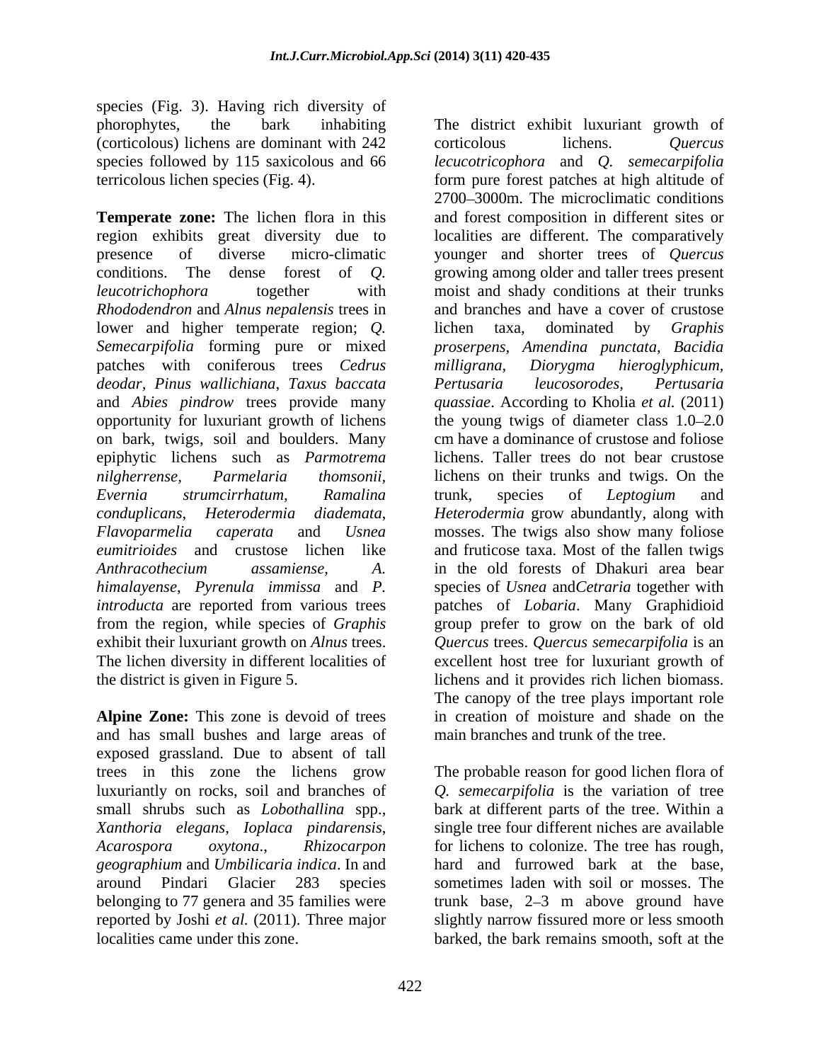species (Fig. 3). Having rich diversity of phorophytes, the bark inhabiting (corticolous) lichens are dominant with 242 species followed by 115 saxicolous and 66 terricolous lichen species (Fig. 4).

**Temperate zone:** The lichen flora in this region exhibits great diversity due to presence of diverse micro-climatic conditions. The dense forest of *Q. leucotrichophora* together with *Rhododendron* and *Alnus nepalensis* trees in lower and higher temperate region; *Q. Semecarpifolia* forming pure or mixed patches with coniferous trees *Cedrus deodar*, *Pinus wallichiana*, *Taxus baccata* and *Abies pindrow* trees provide many opportunity for luxuriant growth of lichens on bark, twigs, soil and boulders. Many epiphytic lichens such as *Parmotrema nilgherrense*, *Parmelaria thomsonii*, *Evernia strumcirrhatum*, *Ramalina conduplicans*, *Heterodermia diademata*, *Flavoparmelia caperata* and *Usnea eumitrioides* and crustose lichen like *Anthracothecium assamiense*, *A. himalayense*, *Pyrenula immissa* and *P. introducta* are reported from various trees from the region, while species of *Graphis* exhibit their luxuriant growth on *Alnus* trees. The lichen diversity in different localities of the district is given in Figure 5.

**Alpine Zone:** This zone is devoid of trees and has small bushes and large areas of exposed grassland. Due to absent of tall trees in this zone the lichens grow luxuriantly on rocks, soil and branches of small shrubs such as *Lobothallina* spp., *Xanthoria elegans*, *Ioplaca pindarensis*, *Acarospora oxytona*., *Rhizocarpon geographium* and *Umbilicaria indica*. In and around Pindari Glacier 283 species belonging to 77 genera and 35 families were reported by Joshi *et al.* (2011). Three major localities came under this zone.

The district exhibit luxuriant growth of corticolous lichens. *Quercus lecucotricophora* and *Q. semecarpifolia* form pure forest patches at high altitude of 2700–3000m. The microclimatic conditions and forest composition in different sites or localities are different. The comparatively younger and shorter trees of *Quercus* growing among older and taller trees present moist and shady conditions at their trunks and branches and have a cover of crustose lichen taxa, dominated by *Graphis proserpens, Amendina punctata, Bacidia milligrana, Diorygma hieroglyphicum, Pertusaria leucosorodes, Pertusaria quassiae*. According to Kholia *et al.* (2011) the young twigs of diameter class 1.0–2.0 cm have a dominance of crustose and foliose lichens. Taller trees do not bear crustose lichens on their trunks and twigs. On the trunk, species of *Leptogium* and *Heterodermia* grow abundantly, along with mosses. The twigs also show many foliose and fruticose taxa. Most of the fallen twigs in the old forests of Dhakuri area bear species of *Usnea* and*Cetraria* together with patches of *Lobaria*. Many Graphidioid group prefer to grow on the bark of old *Quercus* trees. *Quercus semecarpifolia* is an excellent host tree for luxuriant growth of lichens and it provides rich lichen biomass. The canopy of the tree plays important role in creation of moisture and shade on the main branches and trunk of the tree.

The probable reason for good lichen flora of *Q. semecarpifolia* is the variation of tree bark at different parts of the tree. Within a single tree four different niches are available for lichens to colonize. The tree has rough, hard and furrowed bark at the base, sometimes laden with soil or mosses. The trunk base, 2–3 m above ground have slightly narrow fissured more or less smooth barked, the bark remains smooth, soft at the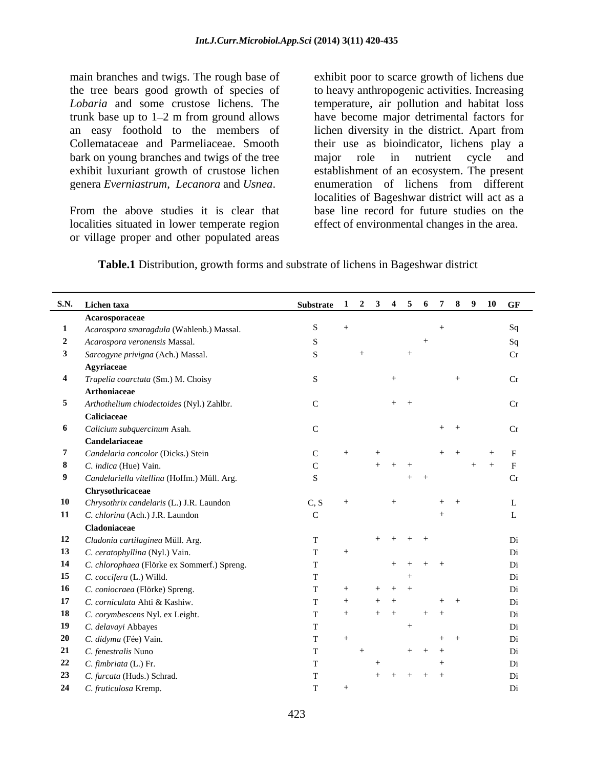main branches and twigs. The rough base of the tree bears good growth of species of *Lobaria* and some crustose lichens. The trunk base up to 1–2 m from ground allows an easy foothold to the members of Collemataceae and Parmeliaceae. Smooth bark on young branches and twigs of the tree exhibit luxuriant growth of crustose lichen genera *Everniastrum*, *Lecanora* and *Usnea*.

From the above studies it is clear that localities situated in lower temperate region or village proper and other populated areas exhibit poor to scarce growth of lichens due to heavy anthropogenic activities. Increasing temperature, air pollution and habitat loss have become major detrimental factors for lichen diversity in the district. Apart from their use as bioindicator, lichens play a major role in nutrient cycle and establishment of an ecosystem. The present enumeration of lichens from different localities of Bageshwar district will act as a base line record for future studies on the effect of environmental changes in the area.

**Table.1** Distribution, growth forms and substrate of lichens in Bageshwar district

| S.N. | Lichen taxa | Substrate | 1 | 2 | 3 | 4 | 5 | 6 | 7 | 8 | 9 | 10 | GF |
|---|---|---|---|---|---|---|---|---|---|---|---|---|---|
| | **Acarosporaceae** | | | | | | | | | | | | |
| **1** | *Acarospora smaragdula* (Wahlenb.) Massal. | S | + | | | | | | + | | | | Sq |
| **2** | *Acarospora veronensis* Massal. | S | | | | | | + | | | | | Sq |
| **3** | *Sarcogyne privigna* (Ach.) Massal. | S | | + | | | + | | | | | | Cr |
| | **Agyriaceae** | | | | | | | | | | | | |
| **4** | *Trapelia coarctata* (Sm.) M. Choisy | S | | | | + | | | | + | | | Cr |
| | **Arthoniaceae** | | | | | | | | | | | | |
| **5** | *Arthothelium chiodectoides* (Nyl.) Zahlbr. | C | | | | + | + | | | | | | Cr |
| | **Caliciaceae** | | | | | | | | | | | | |
| **6** | *Calicium subquercinum* Asah. | C | | | | | | | + | + | | | Cr |
| | **Candelariaceae** | | | | | | | | | | | | |
| **7** | *Candelaria concolor* (Dicks.) Stein | C | + | | + | | | | + | + | | + | F |
| **8** | *C. indica* (Hue) Vain. | C | | | + | + | + | | | | + | + | F |
| **9** | *Candelariella vitellina* (Hoffm.) Müll. Arg. | S | | | | | + | + | | | | | Cr |
| | **Chrysothricaceae** | | | | | | | | | | | | |
| **10** | *Chrysothrix candelaris* (L.) J.R. Laundon | C, S | + | | | + | | | + | + | | | L |
| **11** | *C. chlorina* (Ach.) J.R. Laundon | C | | | | | | | + | | | | L |
| | **Cladoniaceae** | | | | | | | | | | | | |
| **12** | *Cladonia cartilaginea* Müll. Arg. | T | | | + | + | + | + | | | | | Di |
| **13** | *C. ceratophyllina* (Nyl.) Vain. | T | + | | | | | | | | | | Di |
| **14** | *C. chlorophaea* (Flörke ex Sommerf.) Spreng. | T | | | | + | + | + | + | | | | Di |
| **15** | *C. coccifera* (L.) Willd. | T | | | | | + | | | | | | Di |
| **16** | *C. coniocraea* (Flörke) Spreng. | T | + | | + | + | + | | | | | | Di |
| **17** | *C. corniculata* Ahti & Kashiw. | T | + | | + | + | | | + | + | | | Di |
| **18** | *C. corymbescens* Nyl. ex Leight. | T | + | | + | + | | + | + | | | | Di |
| **19** | *C. delavayi* Abbayes | T | | | | | + | | | | | | Di |
| **20** | *C. didyma* (Fée) Vain. | T | + | | | | | | + | + | | | Di |
| **21** | *C. fenestralis* Nuno | T | | + | | | + | + | + | | | | Di |
| **22** | *C. fimbriata* (L.) Fr. | T | | | + | | | | + | | | | Di |
| **23** | *C. furcata* (Huds.) Schrad. | T | | | + | + | + | + | + | | | | Di |
| **24** | *C. fruticulosa* Kremp. | T | + | | | | | | | | | | Di |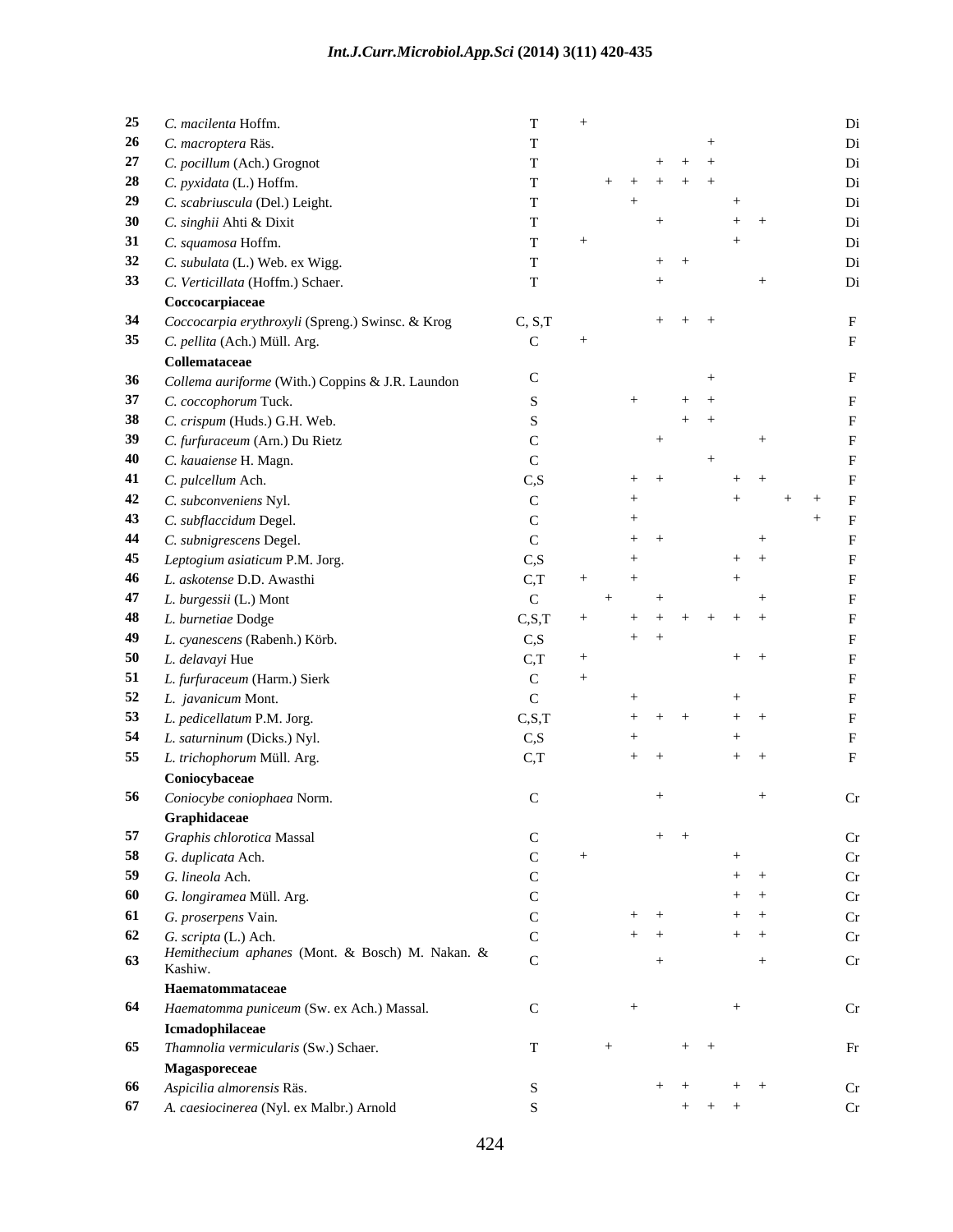| | | | | | | | | | | | | | |
|---|---|---|---|---|---|---|---|---|---|---|---|---|---|
| **25** | *C. macilenta* Hoffm. | T | + | | | | | | | | | | Di |
| **26** | *C. macroptera* Räs. | T | | | | | | + | | | | | Di |
| **27** | *C. pocillum* (Ach.) Grognot | T | | | | + | + | + | | | | | Di |
| **28** | *C. pyxidata* (L.) Hoffm. | T | | + | + | + | + | + | | | | | Di |
| **29** | *C. scabriuscula* (Del.) Leight. | T | | | + | | | | + | | | | Di |
| **30** | *C. singhii* Ahti & Dixit | T | | | | + | | | + | + | | | Di |
| **31** | *C. squamosa* Hoffm. | T | + | | | | | | + | | | | Di |
| **32** | *C. subulata* (L.) Web. ex Wigg. | T | | | | + | + | | | | | | Di |
| **33** | *C. Verticillata* (Hoffm.) Schaer. | T | | | | + | | | | + | | | Di |
| | **Coccocarpiaceae** | | | | | | | | | | | | |
| **34** | *Coccocarpia erythroxyli* (Spreng.) Swinsc. & Krog | C, S,T | | | | + | + | + | | | | | F |
| **35** | *C. pellita* (Ach.) Müll. Arg. | C | + | | | | | | | | | | F |
| | **Collemataceae** | | | | | | | | | | | | |
| **36** | *Collema auriforme* (With.) Coppins & J.R. Laundon | C | | | | | | + | | | | | F |
| **37** | *C. coccophorum* Tuck. | S | | | + | | + | + | | | | | F |
| **38** | *C. crispum* (Huds.) G.H. Web. | S | | | | | + | + | | | | | F |
| **39** | *C. furfuraceum* (Arn.) Du Rietz | C | | | | + | | | | + | | | F |
| **40** | *C. kauaiense* H. Magn. | C | | | | | | + | | | | | F |
| **41** | *C. pulcellum* Ach. | C,S | | | + | + | | | + | + | | | F |
| **42** | *C. subconveniens* Nyl. | C | | | + | | | | + | | + | + | F |
| **43** | *C. subflaccidum* Degel. | C | | | + | | | | | | | + | F |
| **44** | *C. subnigrescens* Degel. | C | | | + | + | | | | + | | | F |
| **45** | *Leptogium asiaticum* P.M. Jorg. | C,S | | | + | | | | + | + | | | F |
| **46** | *L. askotense* D.D. Awasthi | C,T | + | | + | | | | + | | | | F |
| **47** | *L. burgessii* (L.) Mont | C | | + | | + | | | | + | | | F |
| **48** | *L. burnetiae* Dodge | C,S,T | + | | + | + | + | + | + | + | | | F |
| **49** | *L. cyanescens* (Rabenh.) Körb. | C,S | | | + | + | | | | | | | F |
| **50** | *L. delavayi* Hue | C,T | + | | | | | | + | + | | | F |
| **51** | *L. furfuraceum* (Harm.) Sierk | C | + | | | | | | | | | | F |
| **52** | *L. javanicum* Mont. | C | | | + | | | | + | | | | F |
| **53** | *L. pedicellatum* P.M. Jorg. | C,S,T | | | + | + | + | | + | + | | | F |
| **54** | *L. saturninum* (Dicks.) Nyl. | C,S | | | + | | | | + | | | | F |
| **55** | *L. trichophorum* Müll. Arg. | C,T | | | + | + | | | + | + | | | F |
| | **Coniocybaceae** | | | | | | | | | | | | |
| **56** | *Coniocybe coniophaea* Norm. | C | | | | + | | | | + | | | Cr |
| | **Graphidaceae** | | | | | | | | | | | | |
| **57** | *Graphis chlorotica* Massal | C | | | | + | + | | | | | | Cr |
| **58** | *G. duplicata* Ach. | C | + | | | | | | + | | | | Cr |
| **59** | *G. lineola* Ach. | C | | | | | | | + | + | | | Cr |
| **60** | *G. longiramea* Müll. Arg. | C | | | | | | | + | + | | | Cr |
| **61** | *G. proserpens* Vain. | C | | | + | + | | | + | + | | | Cr |
| **62** | *G. scripta* (L.) Ach. | C | | | + | + | | | + | + | | | Cr |
| **63** | *Hemithecium aphanes* (Mont. & Bosch) M. Nakan. & Kashiw. | C | | | | + | | | | + | | | Cr |
| | **Haematommataceae** | | | | | | | | | | | | |
| **64** | *Haematomma puniceum* (Sw. ex Ach.) Massal. | C | | | + | | | | + | | | | Cr |
| | **Icmadophilaceae** | | | | | | | | | | | | |
| **65** | *Thamnolia vermicularis* (Sw.) Schaer. | T | | + | | | + | + | | | | | Fr |
| | **Magasporeceae** | | | | | | | | | | | | |
| **66** | *Aspicilia almorensis* Räs. | S | | | | + | + | | + | + | | | Cr |
| **67** | *A. caesiocinerea* (Nyl. ex Malbr.) Arnold | S | | | | | + | + | + | | | | Cr |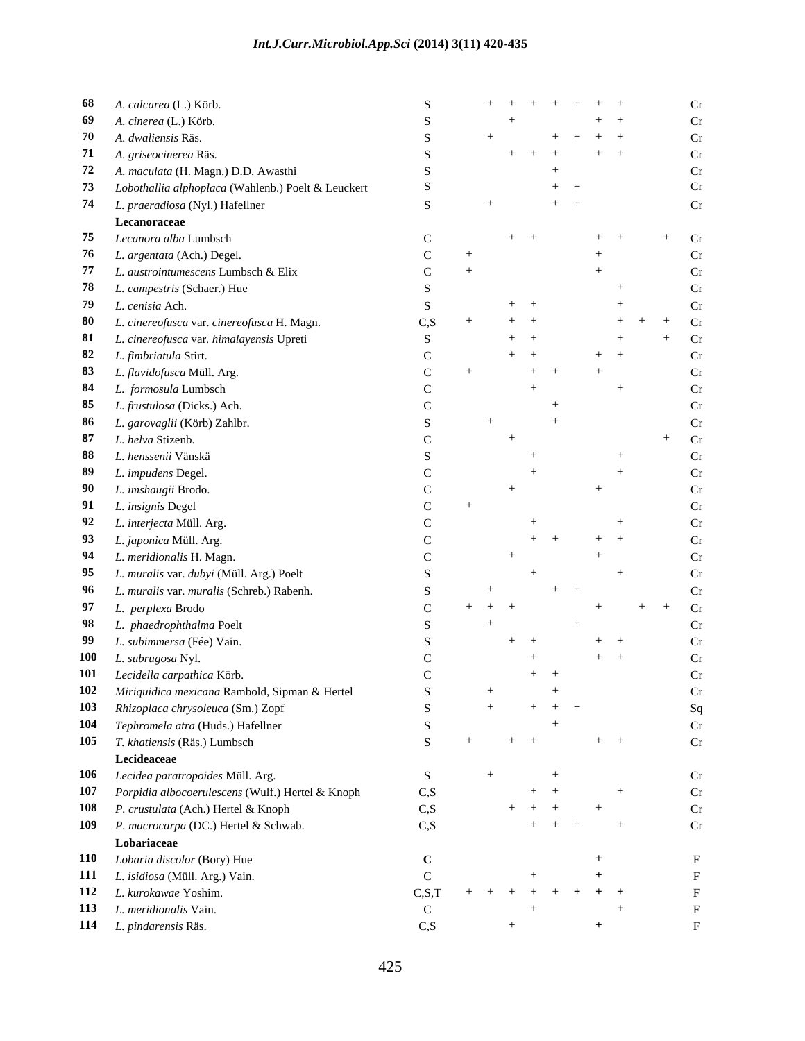| | | | | | | | | | | | | | |
|---|---|---|---|---|---|---|---|---|---|---|---|---|---|
| **68** | *A. calcarea* (L.) Körb. | S | | + | + | + | + | + | + | + | | | Cr |
| **69** | *A. cinerea* (L.) Körb. | S | | | + | | | | + | + | | | Cr |
| **70** | *A. dwaliensis* Räs. | S | | + | | | + | + | + | + | | | Cr |
| **71** | *A. griseocinerea* Räs. | S | | | + | + | + | | + | + | | | Cr |
| **72** | *A. maculata* (H. Magn.) D.D. Awasthi | S | | | | | + | | | | | | Cr |
| **73** | *Lobothallia alphoplaca* (Wahlenb.) Poelt & Leuckert | S | | | | | + | + | | | | | Cr |
| **74** | *L. praeradiosa* (Nyl.) Hafellner | S | | + | | | + | + | | | | | Cr |
| | **Lecanoraceae** | | | | | | | | | | | | |
| **75** | *Lecanora alba* Lumbsch | C | | | + | + | | | + | + | | + | Cr |
| **76** | *L. argentata* (Ach.) Degel. | C | + | | | | | | + | | | | Cr |
| **77** | *L. austrointumescens* Lumbsch & Elix | C | + | | | | | | + | | | | Cr |
| **78** | *L. campestris* (Schaer.) Hue | S | | | | | | | | + | | | Cr |
| **79** | *L. cenisia* Ach. | S | | | + | + | | | | + | | | Cr |
| **80** | *L. cinereofusca* var. *cinereofusca* H. Magn. | C,S | + | | + | + | | | | + | + | + | Cr |
| **81** | *L. cinereofusca* var. *himalayensis* Upreti | S | | | + | + | | | | + | | + | Cr |
| **82** | *L. fimbriatula* Stirt. | C | | | + | + | | | + | + | | | Cr |
| **83** | *L. flavidofusca* Müll. Arg. | C | + | | | + | + | | + | | | | Cr |
| **84** | *L. formosula* Lumbsch | C | | | | + | | | | + | | | Cr |
| **85** | *L. frustulosa* (Dicks.) Ach. | C | | | | | + | | | | | | Cr |
| **86** | *L. garovaglii* (Körb) Zahlbr. | S | | + | | | + | | | | | | Cr |
| **87** | *L. helva* Stizenb. | C | | | + | | | | | | | + | Cr |
| **88** | *L. henssenii* Vänskä | S | | | | + | | | | + | | | Cr |
| **89** | *L. impudens* Degel. | C | | | | + | | | | + | | | Cr |
| **90** | *L. imshaugii* Brodo. | C | | | + | | | | + | | | | Cr |
| **91** | *L. insignis* Degel | C | + | | | | | | | | | | Cr |
| **92** | *L. interjecta* Müll. Arg. | C | | | | + | | | | + | | | Cr |
| **93** | *L. japonica* Müll. Arg. | C | | | | + | + | | + | + | | | Cr |
| **94** | *L. meridionalis* H. Magn. | C | | | + | | | | + | | | | Cr |
| **95** | *L. muralis* var. *dubyi* (Müll. Arg.) Poelt | S | | | | + | | | | + | | | Cr |
| **96** | *L. muralis* var. *muralis* (Schreb.) Rabenh. | S | | + | | | + | + | | | | | Cr |
| **97** | *L. perplexa* Brodo | C | + | + | + | | | | + | | + | + | Cr |
| **98** | *L. phaedrophthalma* Poelt | S | | + | | | | + | | | | | Cr |
| **99** | *L. subimmersa* (Fée) Vain. | S | | | + | + | | | + | + | | | Cr |
| **100** | *L. subrugosa* Nyl. | C | | | | + | | | + | + | | | Cr |
| **101** | *Lecidella carpathica* Körb. | C | | | | + | + | | | | | | Cr |
| **102** | *Miriquidica mexicana* Rambold, Sipman & Hertel | S | | + | | | + | | | | | | Cr |
| **103** | *Rhizoplaca chrysoleuca* (Sm.) Zopf | S | | + | | + | + | + | | | | | Sq |
| **104** | *Tephromela atra* (Huds.) Hafellner | S | | | | | + | | | | | | Cr |
| **105** | *T. khatiensis* (Räs.) Lumbsch | S | + | | + | + | | | + | + | | | Cr |
| | **Lecideaceae** | | | | | | | | | | | | |
| **106** | *Lecidea paratropoides* Müll. Arg. | S | | + | | | + | | | | | | Cr |
| **107** | *Porpidia albocoerulescens* (Wulf.) Hertel & Knoph | C,S | | | | + | + | | | + | | | Cr |
| **108** | *P. crustulata* (Ach.) Hertel & Knoph | C,S | | | + | + | + | | + | | | | Cr |
| **109** | *P. macrocarpa* (DC.) Hertel & Schwab. | C,S | | | | + | + | + | | + | | | Cr |
| | **Lobariaceae** | | | | | | | | | | | | |
| **110** | *Lobaria discolor* (Bory) Hue | C | | | | | | | + | | | | F |
| **111** | *L. isidiosa* (Müll. Arg.) Vain. | C | | | | + | | | + | | | | F |
| **112** | *L. kurokawae* Yoshim. | C,S,T | + | + | + | + | + | + | + | + | | | F |
| **113** | *L. meridionalis* Vain. | C | | | | + | | | | + | | | F |
| **114** | *L. pindarensis* Räs. | C,S | | | + | | | | + | | | | F |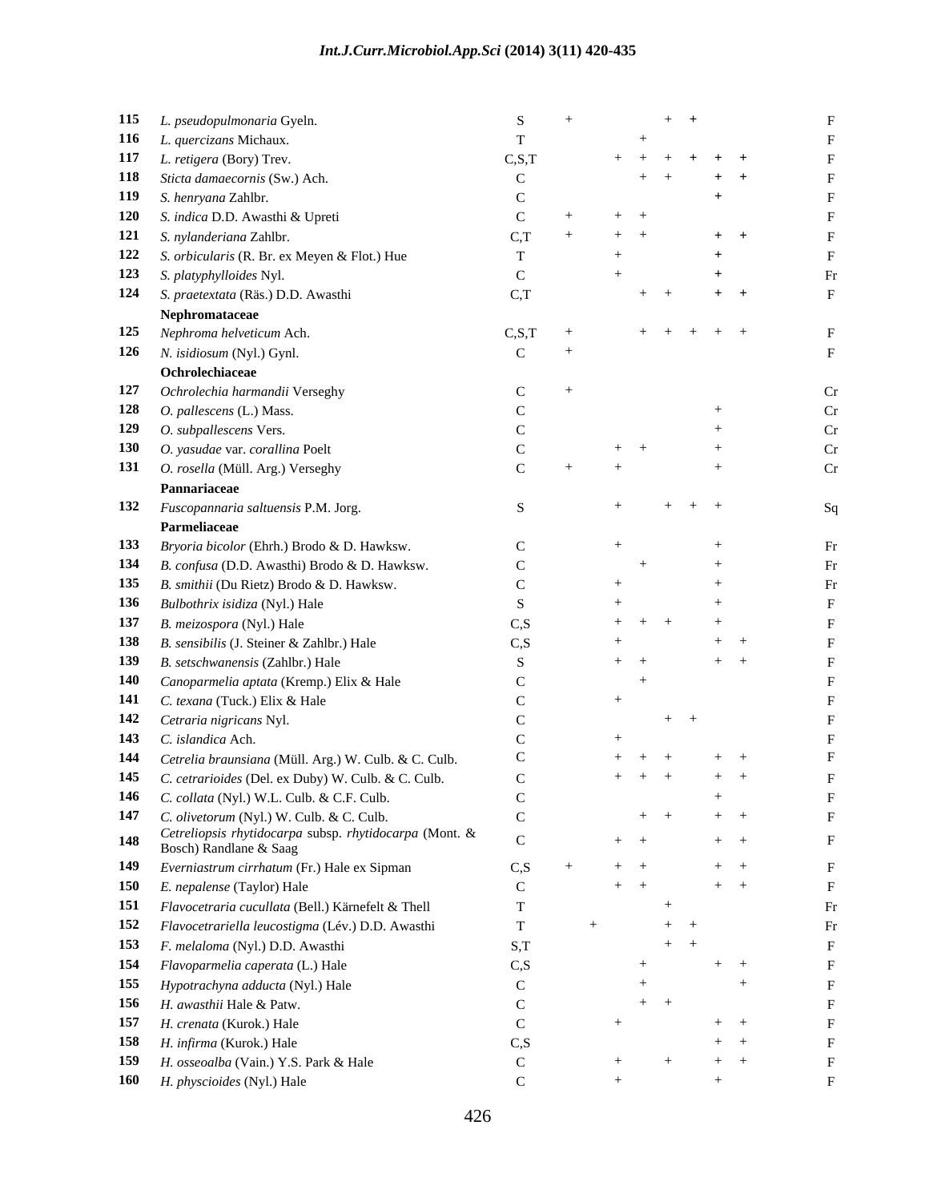| | | | | | | | | | | | |
|---|---|---|---|---|---|---|---|---|---|---|---|
| **115** | *L. pseudopulmonaria* Gyeln. | S | + | | | | + | + | | | F |
| **116** | *L. quercizans* Michaux. | T | | | | + | | | | | F |
| **117** | *L. retigera* (Bory) Trev. | C,S,T | | | + | + | + | + | + | + | F |
| **118** | *Sticta damaecornis* (Sw.) Ach. | C | | | | + | + | | + | + | F |
| **119** | *S. henryana* Zahlbr. | C | | | | | | | + | | F |
| **120** | *S. indica* D.D. Awasthi & Upreti | C | + | | + | + | | | | | F |
| **121** | *S. nylanderiana* Zahlbr. | C,T | + | | + | + | | | + | + | F |
| **122** | *S. orbicularis* (R. Br. ex Meyen & Flot.) Hue | T | | | + | | | | + | | F |
| **123** | *S. platyphylloides* Nyl. | C | | | + | | | | + | | Fr |
| **124** | *S. praetextata* (Räs.) D.D. Awasthi | C,T | | | | + | + | | + | + | F |
| | **Nephromataceae** | | | | | | | | | | |
| **125** | *Nephroma helveticum* Ach. | C,S,T | + | | | + | + | + | + | + | F |
| **126** | *N. isidiosum* (Nyl.) Gynl. | C | + | | | | | | | | F |
| | **Ochrolechiaceae** | | | | | | | | | | |
| **127** | *Ochrolechia harmandii* Verseghy | C | + | | | | | | | | Cr |
| **128** | *O. pallescens* (L.) Mass. | C | | | | | | | + | | Cr |
| **129** | *O. subpallescens* Vers. | C | | | | | | | + | | Cr |
| **130** | *O. yasudae* var. *corallina* Poelt | C | | | + | + | | | + | | Cr |
| **131** | *O. rosella* (Müll. Arg.) Verseghy | C | + | | + | | | | + | | Cr |
| | **Pannariaceae** | | | | | | | | | | |
| **132** | *Fuscopannaria saltuensis* P.M. Jorg. | S | | | + | | + | + | + | | Sq |
| | **Parmeliaceae** | | | | | | | | | | |
| **133** | *Bryoria bicolor* (Ehrh.) Brodo & D. Hawksw. | C | | | + | | | | + | | Fr |
| **134** | *B. confusa* (D.D. Awasthi) Brodo & D. Hawksw. | C | | | | + | | | + | | Fr |
| **135** | *B. smithii* (Du Rietz) Brodo & D. Hawksw. | C | | | + | | | | + | | Fr |
| **136** | *Bulbothrix isidiza* (Nyl.) Hale | S | | | + | | | | + | | F |
| **137** | *B. meizospora* (Nyl.) Hale | C,S | | | + | + | + | | + | | F |
| **138** | *B. sensibilis* (J. Steiner & Zahlbr.) Hale | C,S | | | + | | | | + | + | F |
| **139** | *B. setschwanensis* (Zahlbr.) Hale | S | | | + | + | | | + | + | F |
| **140** | *Canoparmelia aptata* (Kremp.) Elix & Hale | C | | | | + | | | | | F |
| **141** | *C. texana* (Tuck.) Elix & Hale | C | | | + | | | | | | F |
| **142** | *Cetraria nigricans* Nyl. | C | | | | | + | + | | | F |
| **143** | *C. islandica* Ach. | C | | | + | | | | | | F |
| **144** | *Cetrelia braunsiana* (Müll. Arg.) W. Culb. & C. Culb. | C | | | + | + | + | | + | + | F |
| **145** | *C. cetrarioides* (Del. ex Duby) W. Culb. & C. Culb. | C | | | + | + | + | | + | + | F |
| **146** | *C. collata* (Nyl.) W.L. Culb. & C.F. Culb. | C | | | | | | | + | | F |
| **147** | *C. olivetorum* (Nyl.) W. Culb. & C. Culb. | C | | | | + | + | | + | + | F |
| **148** | *Cetreliopsis rhytidocarpa* subsp. *rhytidocarpa* (Mont. & Bosch) Randlane & Saag | C | | | + | + | | | + | + | F |
| **149** | *Everniastrum cirrhatum* (Fr.) Hale ex Sipman | C,S | + | | + | + | | | + | + | F |
| **150** | *E. nepalense* (Taylor) Hale | C | | | + | + | | | + | + | F |
| **151** | *Flavocetraria cucullata* (Bell.) Kärnefelt & Thell | T | | | | | + | | | | Fr |
| **152** | *Flavocetrariella leucostigma* (Lév.) D.D. Awasthi | T | | + | | | + | + | | | Fr |
| **153** | *F. melaloma* (Nyl.) D.D. Awasthi | S,T | | | | | + | + | | | F |
| **154** | *Flavoparmelia caperata* (L.) Hale | C,S | | | | + | | | + | + | F |
| **155** | *Hypotrachyna adducta* (Nyl.) Hale | C | | | | + | | | | + | F |
| **156** | *H. awasthii* Hale & Patw. | C | | | | + | + | | | | F |
| **157** | *H. crenata* (Kurok.) Hale | C | | | + | | | | + | + | F |
| **158** | *H. infirma* (Kurok.) Hale | C,S | | | | | | | + | + | F |
| **159** | *H. osseoalba* (Vain.) Y.S. Park & Hale | C | | | + | | + | | + | + | F |
| **160** | *H. physcioides* (Nyl.) Hale | C | | | + | | | | + | | F |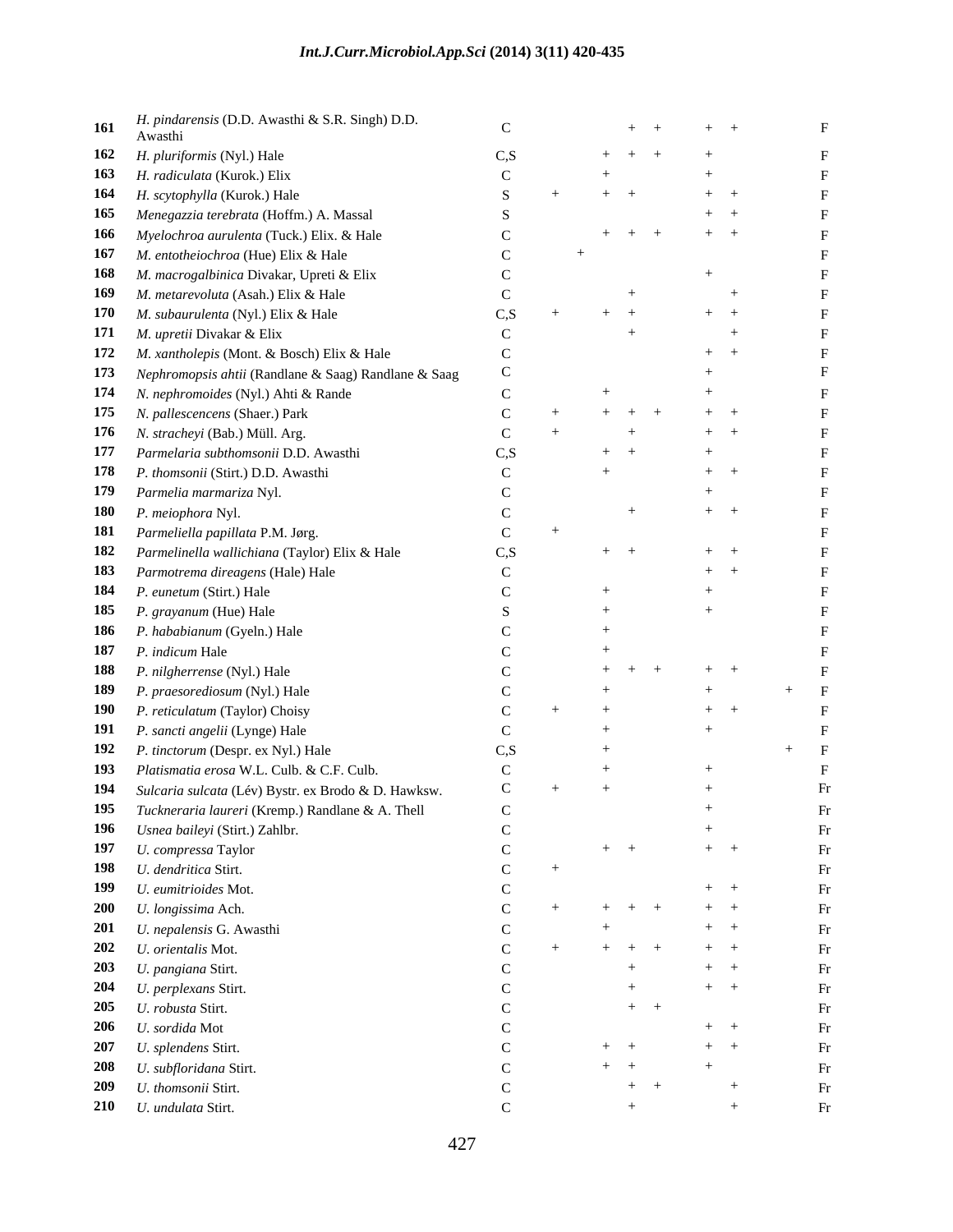| | | | | | | | | | | | |
|---|---|---|---|---|---|---|---|---|---|---|---|
| **161** | *H. pindarensis* (D.D. Awasthi & S.R. Singh) D.D. Awasthi | C | | | | + | + | + | + | | F |
| **162** | *H. pluriformis* (Nyl.) Hale | C,S | | | + | + | + | + | | | F |
| **163** | *H. radiculata* (Kurok.) Elix | C | | | + | | | + | | | F |
| **164** | *H. scytophylla* (Kurok.) Hale | S | + | | + | + | | + | + | | F |
| **165** | *Menegazzia terebrata* (Hoffm.) A. Massal | S | | | | | | + | + | | F |
| **166** | *Myelochroa aurulenta* (Tuck.) Elix. & Hale | C | | | + | + | + | + | + | | F |
| **167** | *M. entotheiochroa* (Hue) Elix & Hale | C | | + | | | | | | | F |
| **168** | *M. macrogalbinica* Divakar, Upreti & Elix | C | | | | | | + | | | F |
| **169** | *M. metarevoluta* (Asah.) Elix & Hale | C | | | | + | | | + | | F |
| **170** | *M. subaurulenta* (Nyl.) Elix & Hale | C,S | + | | + | + | | + | + | | F |
| **171** | *M. upretii* Divakar & Elix | C | | | | + | | | + | | F |
| **172** | *M. xantholepis* (Mont. & Bosch) Elix & Hale | C | | | | | | + | + | | F |
| **173** | *Nephromopsis ahtii* (Randlane & Saag) Randlane & Saag | C | | | | | | + | | | F |
| **174** | *N. nephromoides* (Nyl.) Ahti & Rande | C | | | + | | | + | | | F |
| **175** | *N. pallescencens* (Shaer.) Park | C | + | | + | + | + | + | + | | F |
| **176** | *N. stracheyi* (Bab.) Müll. Arg. | C | + | | | + | | + | + | | F |
| **177** | *Parmelaria subthomsonii* D.D. Awasthi | C,S | | | + | + | | + | | | F |
| **178** | *P. thomsonii* (Stirt.) D.D. Awasthi | C | | | + | | | + | + | | F |
| **179** | *Parmelia marmariza* Nyl. | C | | | | | | + | | | F |
| **180** | *P. meiophora* Nyl. | C | | | | + | | + | + | | F |
| **181** | *Parmeliella papillata* P.M. Jørg. | C | + | | | | | | | | F |
| **182** | *Parmelinella wallichiana* (Taylor) Elix & Hale | C,S | | | + | + | | + | + | | F |
| **183** | *Parmotrema direagens* (Hale) Hale | C | | | | | | + | + | | F |
| **184** | *P. eunetum* (Stirt.) Hale | C | | | + | | | + | | | F |
| **185** | *P. grayanum* (Hue) Hale | S | | | + | | | + | | | F |
| **186** | *P. hababianum* (Gyeln.) Hale | C | | | + | | | | | | F |
| **187** | *P. indicum* Hale | C | | | + | | | | | | F |
| **188** | *P. nilgherrense* (Nyl.) Hale | C | | | + | + | + | + | + | | F |
| **189** | *P. praesorediosum* (Nyl.) Hale | C | | | + | | | + | | + | F |
| **190** | *P. reticulatum* (Taylor) Choisy | C | + | | + | | | + | + | | F |
| **191** | *P. sancti angelii* (Lynge) Hale | C | | | + | | | + | | | F |
| **192** | *P. tinctorum* (Despr. ex Nyl.) Hale | C,S | | | + | | | | | + | F |
| **193** | *Platismatia erosa* W.L. Culb. & C.F. Culb. | C | | | + | | | + | | | F |
| **194** | *Sulcaria sulcata* (Lév) Bystr. ex Brodo & D. Hawksw. | C | + | | + | | | + | | | Fr |
| **195** | *Tuckneraria laureri* (Kremp.) Randlane & A. Thell | C | | | | | | + | | | Fr |
| **196** | *Usnea baileyi* (Stirt.) Zahlbr. | C | | | | | | + | | | Fr |
| **197** | *U. compressa* Taylor | C | | | + | + | | + | + | | Fr |
| **198** | *U. dendritica* Stirt. | C | + | | | | | | | | Fr |
| **199** | *U. eumitrioides* Mot. | C | | | | | | + | + | | Fr |
| **200** | *U. longissima* Ach. | C | + | | + | + | + | + | + | | Fr |
| **201** | *U. nepalensis* G. Awasthi | C | | | + | | | + | + | | Fr |
| **202** | *U. orientalis* Mot. | C | + | | + | + | + | + | + | | Fr |
| **203** | *U. pangiana* Stirt. | C | | | | + | | + | + | | Fr |
| **204** | *U. perplexans* Stirt. | C | | | | + | | + | + | | Fr |
| **205** | *U. robusta* Stirt. | C | | | | + | + | | | | Fr |
| **206** | *U. sordida* Mot | C | | | | | | + | + | | Fr |
| **207** | *U. splendens* Stirt. | C | | | + | + | | + | + | | Fr |
| **208** | *U. subfloridana* Stirt. | C | | | + | + | | + | | | Fr |
| **209** | *U. thomsonii* Stirt. | C | | | | + | + | | + | | Fr |
| **210** | *U. undulata* Stirt. | C | | | | + | | | + | | Fr |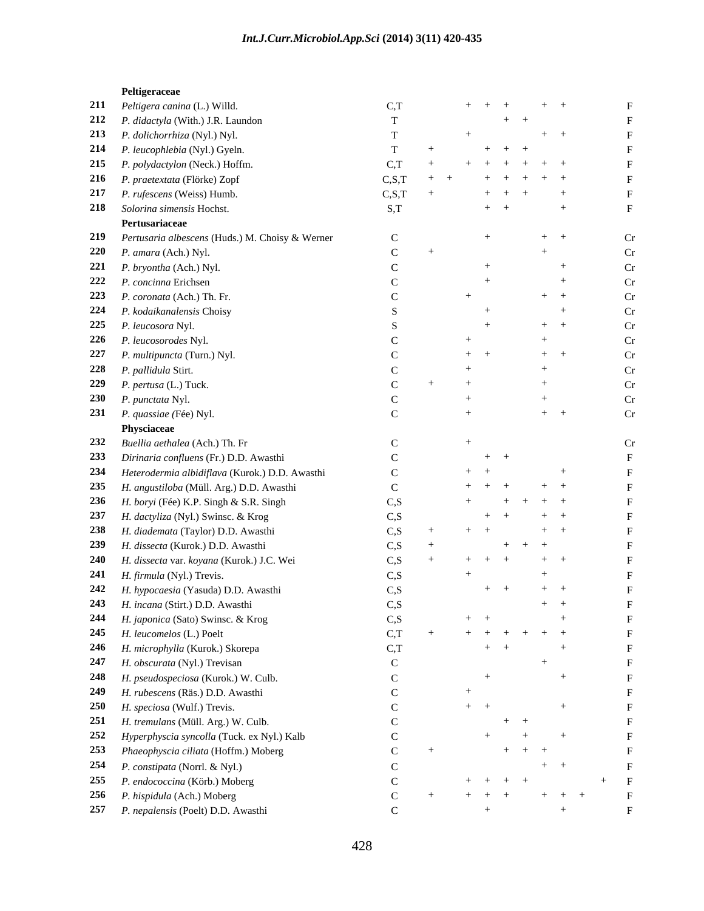| | | | | | | | | | | | | | |
|---|---|---|---|---|---|---|---|---|---|---|---|---|---|
| | **Peltigeraceae** | | | | | | | | | | | | |
| **211** | *Peltigera canina* (L.) Willd. | C,T | | | + | + | + | | + | + | | | F |
| **212** | *P. didactyla* (With.) J.R. Laundon | T | | | | | + | + | | | | | F |
| **213** | *P. dolichorrhiza* (Nyl.) Nyl. | T | | | + | | | | + | + | | | F |
| **214** | *P. leucophlebia* (Nyl.) Gyeln. | T | + | | | + | + | + | | | | | F |
| **215** | *P. polydactylon* (Neck.) Hoffm. | C,T | + | | + | + | + | + | + | + | | | F |
| **216** | *P. praetextata* (Flörke) Zopf | C,S,T | + | + | | + | + | + | + | + | | | F |
| **217** | *P. rufescens* (Weiss) Humb. | C,S,T | + | | | + | + | + | | + | | | F |
| **218** | *Solorina simensis* Hochst. | S,T | | | | + | + | | | + | | | F |
| | **Pertusariaceae** | | | | | | | | | | | | |
| **219** | *Pertusaria albescens* (Huds.) M. Choisy & Werner | C | | | | + | | | + | + | | | Cr |
| **220** | *P. amara* (Ach.) Nyl. | C | + | | | | | | + | | | | Cr |
| **221** | *P. bryontha* (Ach.) Nyl. | C | | | | + | | | | + | | | Cr |
| **222** | *P. concinna* Erichsen | C | | | | + | | | | + | | | Cr |
| **223** | *P. coronata* (Ach.) Th. Fr. | C | | | + | | | | + | + | | | Cr |
| **224** | *P. kodaikanalensis* Choisy | S | | | | + | | | | + | | | Cr |
| **225** | *P. leucosora* Nyl. | S | | | | + | | | + | + | | | Cr |
| **226** | *P. leucosorodes* Nyl. | C | | | + | | | | + | | | | Cr |
| **227** | *P. multipuncta* (Turn.) Nyl. | C | | | + | + | | | + | + | | | Cr |
| **228** | *P. pallidula* Stirt. | C | | | + | | | | + | | | | Cr |
| **229** | *P. pertusa* (L.) Tuck. | C | + | | + | | | | + | | | | Cr |
| **230** | *P. punctata* Nyl. | C | | | + | | | | + | | | | Cr |
| **231** | *P. quassiae (*Fée) Nyl. | C | | | + | | | | + | + | | | Cr |
| | **Physciaceae** | | | | | | | | | | | | |
| **232** | *Buellia aethalea* (Ach.) Th. Fr | C | | | + | | | | | | | | Cr |
| **233** | *Dirinaria confluens* (Fr.) D.D. Awasthi | C | | | | + | + | | | | | | F |
| **234** | *Heterodermia albidiflava* (Kurok.) D.D. Awasthi | C | | | + | + | | | | + | | | F |
| **235** | *H. angustiloba* (Müll. Arg.) D.D. Awasthi | C | | | + | + | + | | + | + | | | F |
| **236** | *H. boryi* (Fée) K.P. Singh & S.R. Singh | C,S | | | + | | + | + | + | + | | | F |
| **237** | *H. dactyliza* (Nyl.) Swinsc. & Krog | C,S | | | | + | + | | + | + | | | F |
| **238** | *H. diademata* (Taylor) D.D. Awasthi | C,S | + | | + | + | | | + | + | | | F |
| **239** | *H. dissecta* (Kurok.) D.D. Awasthi | C,S | + | | | | + | + | + | | | | F |
| **240** | *H. dissecta* var. *koyana* (Kurok.) J.C. Wei | C,S | + | | + | + | + | | + | + | | | F |
| **241** | *H. firmula* (Nyl.) Trevis. | C,S | | | + | | | | + | | | | F |
| **242** | *H. hypocaesia* (Yasuda) D.D. Awasthi | C,S | | | | + | + | | + | + | | | F |
| **243** | *H. incana* (Stirt.) D.D. Awasthi | C,S | | | | | | | + | + | | | F |
| **244** | *H. japonica* (Sato) Swinsc. & Krog | C,S | | | + | + | | | | + | | | F |
| **245** | *H. leucomelos* (L.) Poelt | C,T | + | | + | + | + | + | + | + | | | F |
| **246** | *H. microphylla* (Kurok.) Skorepa | C,T | | | | + | + | | | + | | | F |
| **247** | *H. obscurata* (Nyl.) Trevisan | C | | | | | | | + | | | | F |
| **248** | *H. pseudospeciosa* (Kurok.) W. Culb. | C | | | | + | | | | + | | | F |
| **249** | *H. rubescens* (Räs.) D.D. Awasthi | C | | | + | | | | | | | | F |
| **250** | *H. speciosa* (Wulf.) Trevis. | C | | | + | + | | | | + | | | F |
| **251** | *H. tremulans* (Müll. Arg.) W. Culb. | C | | | | | + | + | | | | | F |
| **252** | *Hyperphyscia syncolla* (Tuck. ex Nyl.) Kalb | C | | | | + | | + | | + | | | F |
| **253** | *Phaeophyscia ciliata* (Hoffm.) Moberg | C | + | | | | + | + | + | | | | F |
| **254** | *P. constipata* (Norrl. & Nyl.) | C | | | | | | | + | + | | | F |
| **255** | *P. endococcina* (Körb.) Moberg | C | | | + | + | + | + | | | | + | F |
| **256** | *P. hispidula* (Ach.) Moberg | C | + | | + | + | + | | + | + | + | | F |
| **257** | *P. nepalensis* (Poelt) D.D. Awasthi | C | | | | + | | | | + | | | F |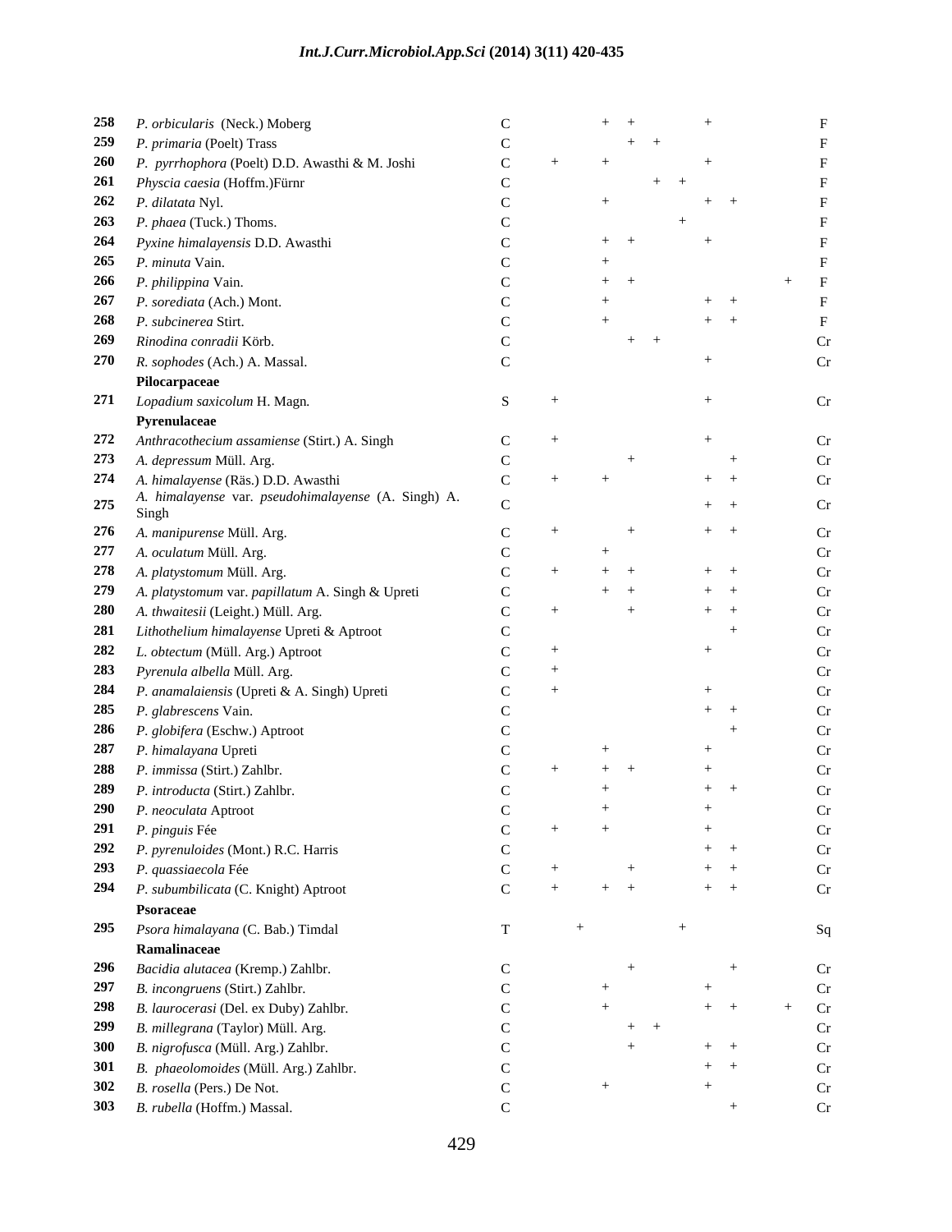| | | | | | | | | | | | | | |
|---|---|---|---|---|---|---|---|---|---|---|---|---|---|
| **258** | *P. orbicularis* (Neck.) Moberg | C | | | + | + | | | + | | | | F |
| **259** | *P. primaria* (Poelt) Trass | C | | | | + | + | | | | | | F |
| **260** | *P. pyrrhophora* (Poelt) D.D. Awasthi & M. Joshi | C | + | | + | | | | + | | | | F |
| **261** | *Physcia caesia* (Hoffm.)Fürnr | C | | | | | + | + | | | | | F |
| **262** | *P. dilatata* Nyl. | C | | | + | | | | + | + | | | F |
| **263** | *P. phaea* (Tuck.) Thoms. | C | | | | | | + | | | | | F |
| **264** | *Pyxine himalayensis* D.D. Awasthi | C | | | + | + | | | + | | | | F |
| **265** | *P. minuta* Vain. | C | | | + | | | | | | | | F |
| **266** | *P. philippina* Vain. | C | | | + | + | | | | | | + | F |
| **267** | *P. sorediata* (Ach.) Mont. | C | | | + | | | | + | + | | | F |
| **268** | *P. subcinerea* Stirt. | C | | | + | | | | + | + | | | F |
| **269** | *Rinodina conradii* Körb. | C | | | | + | + | | | | | | Cr |
| **270** | *R. sophodes* (Ach.) A. Massal. | C | | | | | | | + | | | | Cr |
| | **Pilocarpaceae** | | | | | | | | | | | | |
| **271** | *Lopadium saxicolum* H. Magn. | S | + | | | | | | + | | | | Cr |
| | **Pyrenulaceae** | | | | | | | | | | | | |
| **272** | *Anthracothecium assamiense* (Stirt.) A. Singh | C | + | | | | | | + | | | | Cr |
| **273** | *A. depressum* Müll. Arg. | C | | | | + | | | | + | | | Cr |
| **274** | *A. himalayense* (Räs.) D.D. Awasthi | C | + | | + | | | | + | + | | | Cr |
| **275** | *A. himalayense* var. *pseudohimalayense* (A. Singh) A. Singh | C | | | | | | | + | + | | | Cr |
| **276** | *A. manipurense* Müll. Arg. | C | + | | | + | | | + | + | | | Cr |
| **277** | *A. oculatum* Müll. Arg. | C | | | + | | | | | | | | Cr |
| **278** | *A. platystomum* Müll. Arg. | C | + | | + | + | | | + | + | | | Cr |
| **279** | *A. platystomum* var. *papillatum* A. Singh & Upreti | C | | | + | + | | | + | + | | | Cr |
| **280** | *A. thwaitesii* (Leight.) Müll. Arg. | C | + | | | + | | | + | + | | | Cr |
| **281** | *Lithothelium himalayense* Upreti & Aptroot | C | | | | | | | | + | | | Cr |
| **282** | *L. obtectum* (Müll. Arg.) Aptroot | C | + | | | | | | + | | | | Cr |
| **283** | *Pyrenula albella* Müll. Arg. | C | + | | | | | | | | | | Cr |
| **284** | *P. anamalaiensis* (Upreti & A. Singh) Upreti | C | + | | | | | | + | | | | Cr |
| **285** | *P. glabrescens* Vain. | C | | | | | | | + | + | | | Cr |
| **286** | *P. globifera* (Eschw.) Aptroot | C | | | | | | | | + | | | Cr |
| **287** | *P. himalayana* Upreti | C | | | + | | | | + | | | | Cr |
| **288** | *P. immissa* (Stirt.) Zahlbr. | C | + | | + | + | | | + | | | | Cr |
| **289** | *P. introducta* (Stirt.) Zahlbr. | C | | | + | | | | + | + | | | Cr |
| **290** | *P. neoculata* Aptroot | C | | | + | | | | + | | | | Cr |
| **291** | *P. pinguis* Fée | C | + | | + | | | | + | | | | Cr |
| **292** | *P. pyrenuloides* (Mont.) R.C. Harris | C | | | | | | | + | + | | | Cr |
| **293** | *P. quassiaecola* Fée | C | + | | | + | | | + | + | | | Cr |
| **294** | *P. subumbilicata* (C. Knight) Aptroot | C | + | | + | + | | | + | + | | | Cr |
| | **Psoraceae** | | | | | | | | | | | | |
| **295** | *Psora himalayana* (C. Bab.) Timdal | T | | + | | | | + | | | | | Sq |
| | **Ramalinaceae** | | | | | | | | | | | | |
| **296** | *Bacidia alutacea* (Kremp.) Zahlbr. | C | | | | + | | | | + | | | Cr |
| **297** | *B. incongruens* (Stirt.) Zahlbr. | C | | | + | | | | + | | | | Cr |
| **298** | *B. laurocerasi* (Del. ex Duby) Zahlbr. | C | | | + | | | | + | + | | + | Cr |
| **299** | *B. millegrana* (Taylor) Müll. Arg. | C | | | | + | + | | | | | | Cr |
| **300** | *B. nigrofusca* (Müll. Arg.) Zahlbr. | C | | | | + | | | + | + | | | Cr |
| **301** | *B. phaeolomoides* (Müll. Arg.) Zahlbr. | C | | | | | | | + | + | | | Cr |
| **302** | *B. rosella* (Pers.) De Not. | C | | | + | | | | + | | | | Cr |
| **303** | *B. rubella* (Hoffm.) Massal. | C | | | | | | | | + | | | Cr |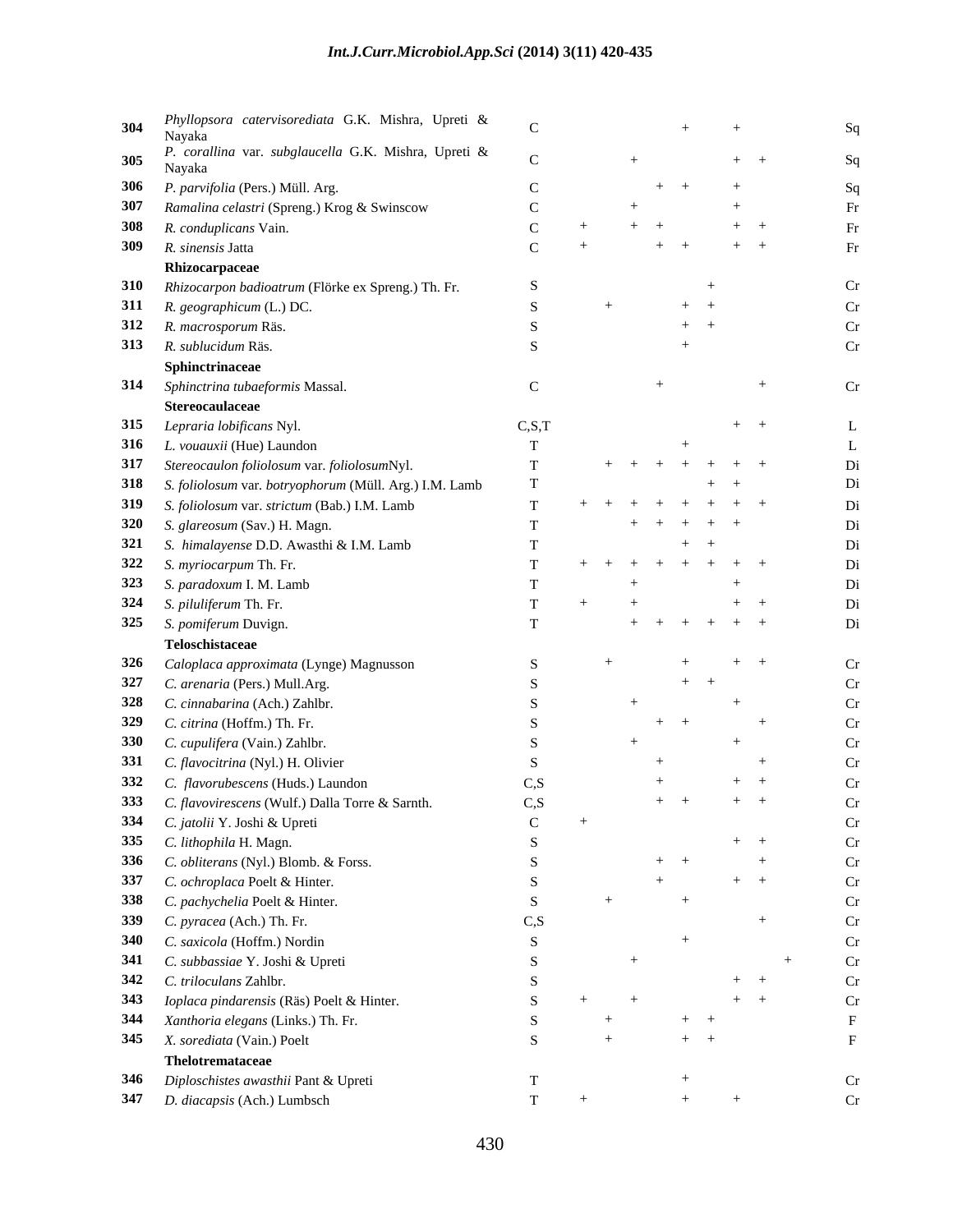| | | | | | | | | | | | | |
|---|---|---|---|---|---|---|---|---|---|---|---|---|
| **304** | *Phyllopsora catervisorediata* G.K. Mishra, Upreti & Nayaka | C | | | | | + | | + | | | Sq |
| **305** | *P. corallina* var. *subglaucella* G.K. Mishra, Upreti & Nayaka | C | | | + | | | | + | + | | Sq |
| **306** | *P. parvifolia* (Pers.) Müll. Arg. | C | | | | + | + | | + | | | Sq |
| **307** | *Ramalina celastri* (Spreng.) Krog & Swinscow | C | | | + | | | | + | | | Fr |
| **308** | *R. conduplicans* Vain. | C | + | | + | + | | | + | + | | Fr |
| **309** | *R. sinensis* Jatta | C | + | | | + | + | | + | + | | Fr |
| | **Rhizocarpaceae** | | | | | | | | | | | |
| **310** | *Rhizocarpon badioatrum* (Flörke ex Spreng.) Th. Fr. | S | | | | | | + | | | | Cr |
| **311** | *R. geographicum* (L.) DC. | S | | + | | | + | + | | | | Cr |
| **312** | *R. macrosporum* Räs. | S | | | | | + | + | | | | Cr |
| **313** | *R. sublucidum* Räs. | S | | | | | + | | | | | Cr |
| | **Sphinctrinaceae** | | | | | | | | | | | |
| **314** | *Sphinctrina tubaeformis* Massal. | C | | | | + | | | | + | | Cr |
| | **Stereocaulaceae** | | | | | | | | | | | |
| **315** | *Lepraria lobificans* Nyl. | C,S,T | | | | | | | + | + | | L |
| **316** | *L. vouauxii* (Hue) Laundon | T | | | | | + | | | | | L |
| **317** | *Stereocaulon foliolosum* var. *foliolosum*Nyl. | T | | + | + | + | + | + | + | + | | Di |
| **318** | *S. foliolosum* var. *botryophorum* (Müll. Arg.) I.M. Lamb | T | | | | | | + | + | | | Di |
| **319** | *S. foliolosum* var. *strictum* (Bab.) I.M. Lamb | T | + | + | + | + | + | + | + | + | | Di |
| **320** | *S. glareosum* (Sav.) H. Magn. | T | | | + | + | + | + | + | | | Di |
| **321** | *S. himalayense* D.D. Awasthi & I.M. Lamb | T | | | | | + | + | | | | Di |
| **322** | *S. myriocarpum* Th. Fr. | T | + | + | + | + | + | + | + | + | | Di |
| **323** | *S. paradoxum* I. M. Lamb | T | | | + | | | | + | | | Di |
| **324** | *S. piluliferum* Th. Fr. | T | + | | + | | | | + | + | | Di |
| **325** | *S. pomiferum* Duvign. | T | | | + | + | + | + | + | + | | Di |
| | **Teloschistaceae** | | | | | | | | | | | |
| **326** | *Caloplaca approximata* (Lynge) Magnusson | S | | + | | | + | | + | + | | Cr |
| **327** | *C. arenaria* (Pers.) Mull.Arg. | S | | | | | + | + | | | | Cr |
| **328** | *C. cinnabarina* (Ach.) Zahlbr. | S | | | + | | | | + | | | Cr |
| **329** | *C. citrina* (Hoffm.) Th. Fr. | S | | | | + | + | | | + | | Cr |
| **330** | *C. cupulifera* (Vain.) Zahlbr. | S | | | + | | | | + | | | Cr |
| **331** | *C. flavocitrina* (Nyl.) H. Olivier | S | | | | + | | | | + | | Cr |
| **332** | *C. flavorubescens* (Huds.) Laundon | C,S | | | | + | | | + | + | | Cr |
| **333** | *C. flavovirescens* (Wulf.) Dalla Torre & Sarnth. | C,S | | | | + | + | | + | + | | Cr |
| **334** | *C. jatolii* Y. Joshi & Upreti | C | + | | | | | | | | | Cr |
| **335** | *C. lithophila* H. Magn. | S | | | | | | | + | + | | Cr |
| **336** | *C. obliterans* (Nyl.) Blomb. & Forss. | S | | | | + | + | | | + | | Cr |
| **337** | *C. ochroplaca* Poelt & Hinter. | S | | | | + | | | + | + | | Cr |
| **338** | *C. pachychelia* Poelt & Hinter. | S | | + | | | + | | | | | Cr |
| **339** | *C. pyracea* (Ach.) Th. Fr. | C,S | | | | | | | | + | | Cr |
| **340** | *C. saxicola* (Hoffm.) Nordin | S | | | | | + | | | | | Cr |
| **341** | *C. subbassiae* Y. Joshi & Upreti | S | | | + | | | | | | + | Cr |
| **342** | *C. triloculans* Zahlbr. | S | | | | | | | + | + | | Cr |
| **343** | *Ioplaca pindarensis* (Räs) Poelt & Hinter. | S | + | | + | | | | + | + | | Cr |
| **344** | *Xanthoria elegans* (Links.) Th. Fr. | S | | + | | | + | + | | | | F |
| **345** | *X. sorediata* (Vain.) Poelt | S | | + | | | + | + | | | | F |
| | **Thelotremataceae** | | | | | | | | | | | |
| **346** | *Diploschistes awasthii* Pant & Upreti | T | | | | | + | | | | | Cr |
| **347** | *D. diacapsis* (Ach.) Lumbsch | T | + | | | | + | | + | | | Cr |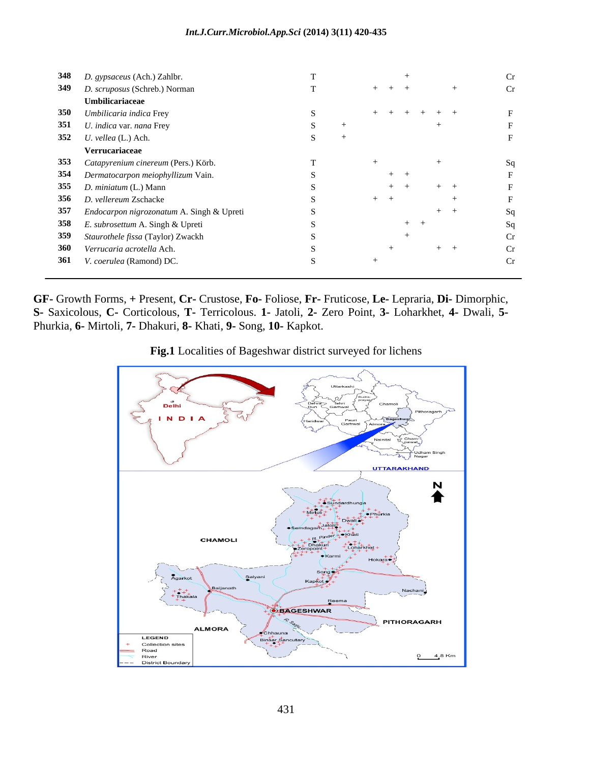| No. | Species | Substrate | 1 | 2 | 3 | 4 | 5 | 6 | 7 | 8 | 9 | 10 | GF |
|---|---|---|---|---|---|---|---|---|---|---|---|---|---|
| 348 | *D. gypsaceus* (Ach.) Zahlbr. | T | | | | | + | | | | | | Cr |
| 349 | *D. scruposus* (Schreb.) Norman | T | | | + | + | + | | | + | | | Cr |
| | **Umbilicariaceae** | | | | | | | | | | | | |
| 350 | *Umbilicaria indica* Frey | S | | | + | + | + | + | + | + | | | F |
| 351 | *U. indica* var. *nana* Frey | S | + | | | | | | + | | | | F |
| 352 | *U. vellea* (L.) Ach. | S | + | | | | | | | | | | F |
| | **Verrucariaceae** | | | | | | | | | | | | |
| 353 | *Catapyrenium cinereum* (Pers.) Körb. | T | | | + | | | | + | | | | Sq |
| 354 | *Dermatocarpon meiophyllizum* Vain. | S | | | | + | + | | | | | | F |
| 355 | *D. miniatum* (L.) Mann | S | | | | + | + | | + | + | | | F |
| 356 | *D. vellereum* Zschacke | S | | | + | + | | | | + | | | F |
| 357 | *Endocarpon nigrozonatum* A. Singh & Upreti | S | | | | | | | + | + | | | Sq |
| 358 | *E. subrosettum* A. Singh & Upreti | S | | | | | + | + | | | | | Sq |
| 359 | *Staurothele fissa* (Taylor) Zwackh | S | | | | | + | | | | | | Cr |
| 360 | *Verrucaria acrotella* Ach. | S | | | | + | | | + | + | | | Cr |
| 361 | *V. coerulea* (Ramond) DC. | S | | | + | | | | | | | | Cr |

**GF**- Growth Forms, **+** Present, **Cr**- Crustose, **Fo**- Foliose, **Fr**- Fruticose, **Le**- Lepraria, **Di**- Dimorphic, **S**- Saxicolous, **C**- Corticolous, **T**- Terricolous. **1**- Jatoli, **2**- Zero Point, **3**- Loharkhet, **4**- Dwali, **5**- Phurkia, **6**- Mirtoli, **7**- Dhakuri, **8**- Khati, **9**- Song, **10**- Kapkot.

**Fig.1** Localities of Bageshwar district surveyed for lichens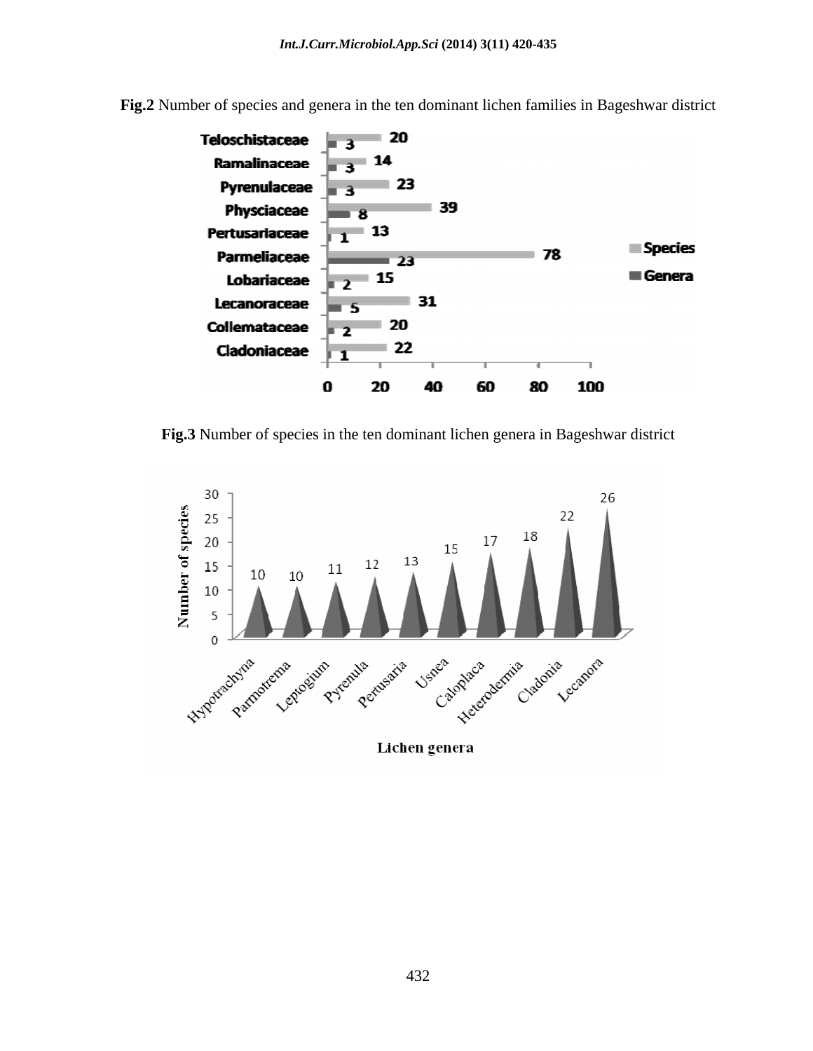**Fig.2** Number of species and genera in the ten dominant lichen families in Bageshwar district

| Family | Species | Genera |
| --- | --- | --- |
| Teloschistaceae | 20 | 3 |
| Ramalinaceae | 14 | 3 |
| Pyrenulaceae | 23 | 3 |
| Physciaceae | 39 | 8 |
| Pertusariaceae | 13 | 1 |
| Parmeliaceae | 78 | 23 |
| Lobariaceae | 15 | 2 |
| Lecanoraceae | 31 | 5 |
| Collemataceae | 20 | 2 |
| Cladoniaceae | 22 | 1 |

**Fig.3** Number of species in the ten dominant lichen genera in Bageshwar district

| Lichen genera | Number of species |
| --- | --- |
| Hypotrachyna | 10 |
| Parmotrema | 10 |
| Leptogium | 11 |
| Pyrenula | 12 |
| Pertusaria | 13 |
| Usnea | 15 |
| Caloplaca | 17 |
| Heterodermia | 18 |
| Cladonia | 22 |
| Lecanora | 26 |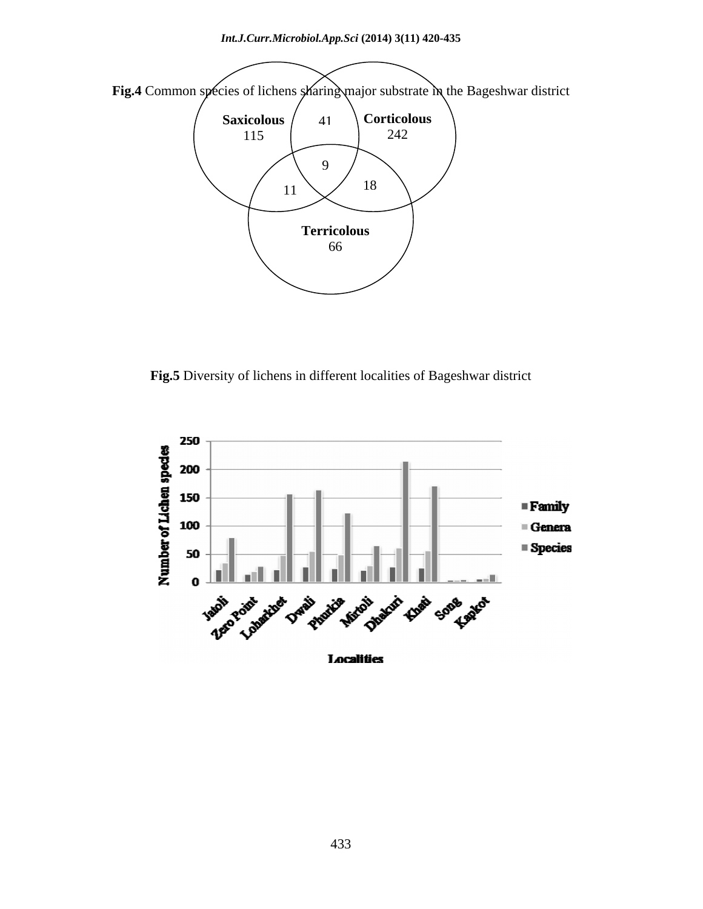**Fig.4** Common species of lichens sharing major substrate in the Bageshwar district

**Fig.5** Diversity of lichens in different localities of Bageshwar district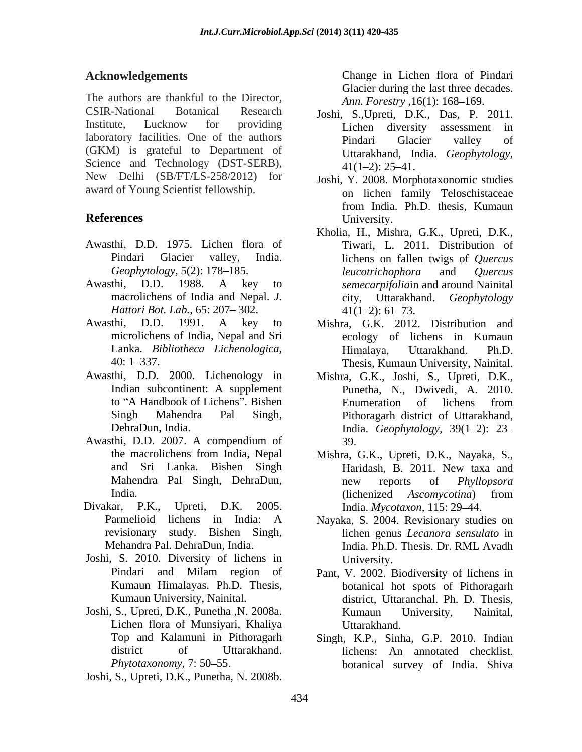## Acknowledgements

The authors are thankful to the Director, CSIR-National Botanical Research Institute, Lucknow for providing laboratory facilities. One of the authors (GKM) is grateful to Department of Science and Technology (DST-SERB), New Delhi (SB/FT/LS-258/2012) for award of Young Scientist fellowship.

## References

Awasthi, D.D. 1975. Lichen flora of Pindari Glacier valley, India. *Geophytology,* 5(2): 178–185.

Awasthi, D.D. 1988. A key to macrolichens of India and Nepal. *J. Hattori Bot. Lab.,* 65: 207– 302.

Awasthi, D.D. 1991. A key to microlichens of India, Nepal and Sri Lanka. *Bibliotheca Lichenologica,* 40: 1–337.

Awasthi, D.D. 2000. Lichenology in Indian subcontinent: A supplement to "A Handbook of Lichens". Bishen Singh Mahendra Pal Singh, DehraDun, India.

Awasthi, D.D. 2007. A compendium of the macrolichens from India, Nepal and Sri Lanka. Bishen Singh Mahendra Pal Singh, DehraDun, India.

Divakar, P.K., Upreti, D.K. 2005. Parmelioid lichens in India: A revisionary study. Bishen Singh, Mehandra Pal. DehraDun, India.

Joshi, S. 2010. Diversity of lichens in Pindari and Milam region of Kumaun Himalayas. Ph.D. Thesis, Kumaun University, Nainital.

Joshi, S., Upreti, D.K., Punetha ,N. 2008a. Lichen flora of Munsiyari, Khaliya Top and Kalamuni in Pithoragarh district of Uttarakhand. *Phytotaxonomy,* 7: 50–55.

Joshi, S., Upreti, D.K., Punetha, N. 2008b. Change in Lichen flora of Pindari Glacier during the last three decades. *Ann. Forestry* ,16(1): 168–169.

Joshi, S.,Upreti, D.K., Das, P. 2011. Lichen diversity assessment in Pindari Glacier valley of Uttarakhand, India. *Geophytology,* 41(1–2): 25–41.

Joshi, Y. 2008. Morphotaxonomic studies on lichen family Teloschistaceae from India. Ph.D. thesis, Kumaun University.

Kholia, H., Mishra, G.K., Upreti, D.K., Tiwari, L. 2011. Distribution of lichens on fallen twigs of *Quercus leucotrichophora* and *Quercus semecarpifolia*in and around Nainital city, Uttarakhand. *Geophytology* 41(1–2): 61–73.

Mishra, G.K. 2012. Distribution and ecology of lichens in Kumaun Himalaya, Uttarakhand. Ph.D. Thesis, Kumaun University, Nainital.

Mishra, G.K., Joshi, S., Upreti, D.K., Punetha, N., Dwivedi, A. 2010. Enumeration of lichens from Pithoragarh district of Uttarakhand, India. *Geophytology,* 39(1–2): 23–39.

Mishra, G.K., Upreti, D.K., Nayaka, S., Haridash, B. 2011. New taxa and new reports of *Phyllopsora* (lichenized *Ascomycotina*) from India. *Mycotaxon,* 115: 29–44.

Nayaka, S. 2004. Revisionary studies on lichen genus *Lecanora sensulato* in India. Ph.D. Thesis. Dr. RML Avadh University.

Pant, V. 2002. Biodiversity of lichens in botanical hot spots of Pithoragarh district, Uttaranchal. Ph. D. Thesis, Kumaun University, Nainital, Uttarakhand.

Singh, K.P., Sinha, G.P. 2010. Indian lichens: An annotated checklist. botanical survey of India. Shiva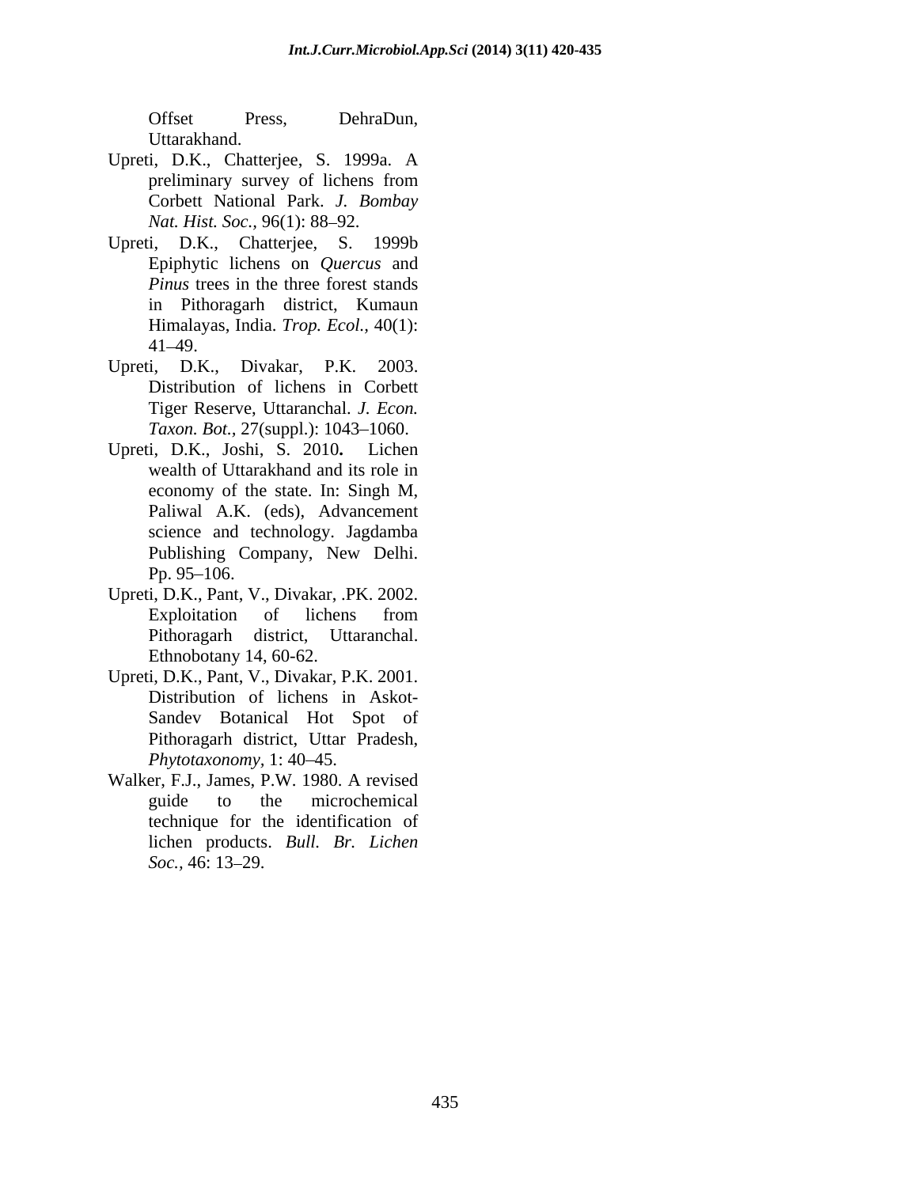Offset Press, DehraDun, Uttarakhand.

Upreti, D.K., Chatterjee, S. 1999a. A preliminary survey of lichens from Corbett National Park. *J. Bombay Nat. Hist. Soc.,* 96(1): 88–92.

Upreti, D.K., Chatterjee, S. 1999b Epiphytic lichens on *Quercus* and *Pinus* trees in the three forest stands in Pithoragarh district, Kumaun Himalayas, India. *Trop. Ecol.,* 40(1): 41–49.

Upreti, D.K., Divakar, P.K. 2003. Distribution of lichens in Corbett Tiger Reserve, Uttaranchal. *J. Econ. Taxon. Bot.,* 27(suppl.): 1043–1060.

Upreti, D.K., Joshi, S. 2010**.** Lichen wealth of Uttarakhand and its role in economy of the state. In: Singh M, Paliwal A.K. (eds), Advancement science and technology. Jagdamba Publishing Company, New Delhi. Pp. 95–106.

Upreti, D.K., Pant, V., Divakar, .PK. 2002. Exploitation of lichens from Pithoragarh district, Uttaranchal. Ethnobotany 14, 60-62.

Upreti, D.K., Pant, V., Divakar, P.K. 2001. Distribution of lichens in Askot-Sandev Botanical Hot Spot of Pithoragarh district, Uttar Pradesh, *Phytotaxonomy,* 1: 40–45.

Walker, F.J., James, P.W. 1980. A revised guide to the microchemical technique for the identification of lichen products. *Bull. Br. Lichen Soc.,* 46: 13–29.